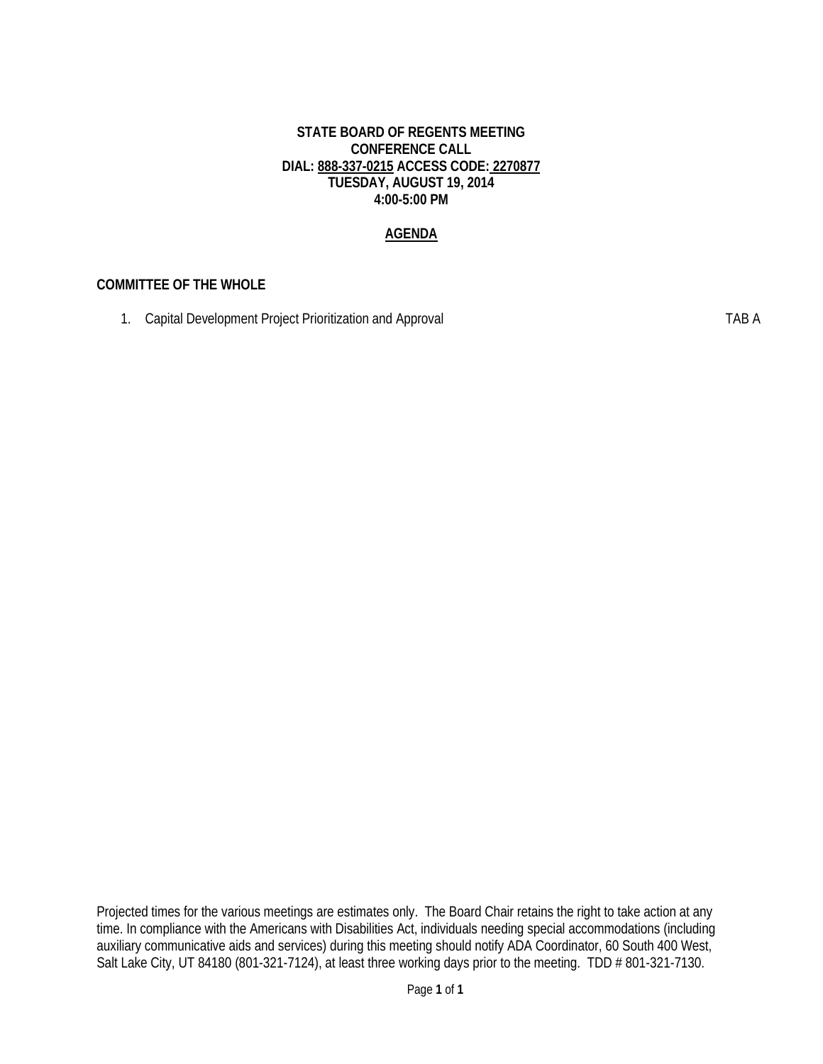**STATE BOARD OF REGENTS MEETING**
**CONFERENCE CALL**
**DIAL: 888-337-0215 ACCESS CODE: 2270877**
**TUESDAY, AUGUST 19, 2014**
**4:00-5:00 PM**

## AGENDA

### COMMITTEE OF THE WHOLE

1. Capital Development Project Prioritization and Approval TAB A

Projected times for the various meetings are estimates only. The Board Chair retains the right to take action at any time. In compliance with the Americans with Disabilities Act, individuals needing special accommodations (including auxiliary communicative aids and services) during this meeting should notify ADA Coordinator, 60 South 400 West, Salt Lake City, UT 84180 (801-321-7124), at least three working days prior to the meeting. TDD # 801-321-7130.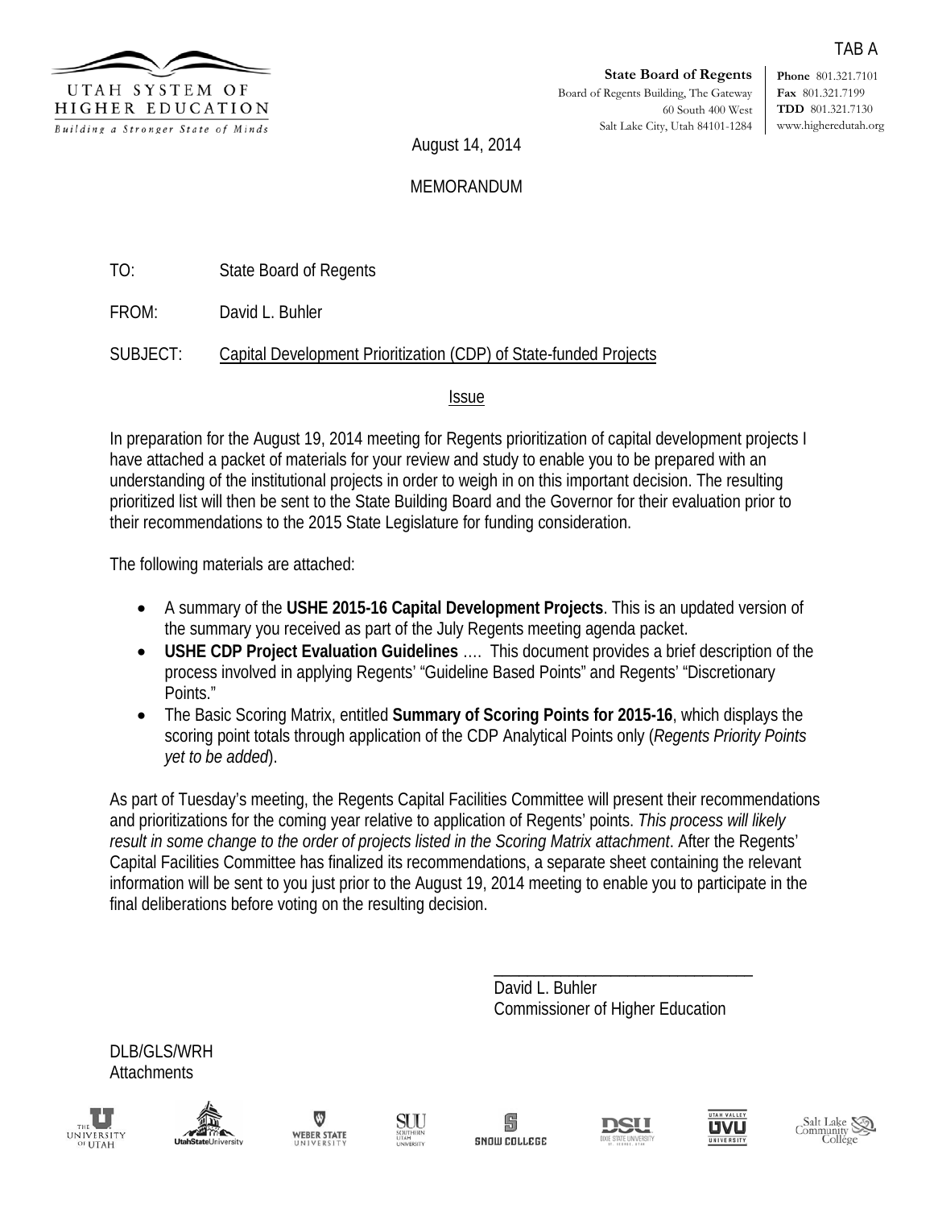TAB A

UTAH SYSTEM OF HIGHER EDUCATION
*Building a Stronger State of Minds*

**State Board of Regents**
Board of Regents Building, The Gateway
60 South 400 West
Salt Lake City, Utah 84101-1284

**Phone** 801.321.7101
**Fax** 801.321.7199
**TDD** 801.321.7130
www.higheredutah.org

August 14, 2014

MEMORANDUM

TO: State Board of Regents

FROM: David L. Buhler

SUBJECT: Capital Development Prioritization (CDP) of State-funded Projects

## Issue

In preparation for the August 19, 2014 meeting for Regents prioritization of capital development projects I have attached a packet of materials for your review and study to enable you to be prepared with an understanding of the institutional projects in order to weigh in on this important decision. The resulting prioritized list will then be sent to the State Building Board and the Governor for their evaluation prior to their recommendations to the 2015 State Legislature for funding consideration.

The following materials are attached:

- A summary of the **USHE 2015-16 Capital Development Projects**. This is an updated version of the summary you received as part of the July Regents meeting agenda packet.
- **USHE CDP Project Evaluation Guidelines** …. This document provides a brief description of the process involved in applying Regents' "Guideline Based Points" and Regents' "Discretionary Points."
- The Basic Scoring Matrix, entitled **Summary of Scoring Points for 2015-16**, which displays the scoring point totals through application of the CDP Analytical Points only (*Regents Priority Points yet to be added*).

As part of Tuesday's meeting, the Regents Capital Facilities Committee will present their recommendations and prioritizations for the coming year relative to application of Regents' points. *This process will likely result in some change to the order of projects listed in the Scoring Matrix attachment*. After the Regents' Capital Facilities Committee has finalized its recommendations, a separate sheet containing the relevant information will be sent to you just prior to the August 19, 2014 meeting to enable you to participate in the final deliberations before voting on the resulting decision.

David L. Buhler
Commissioner of Higher Education

DLB/GLS/WRH
Attachments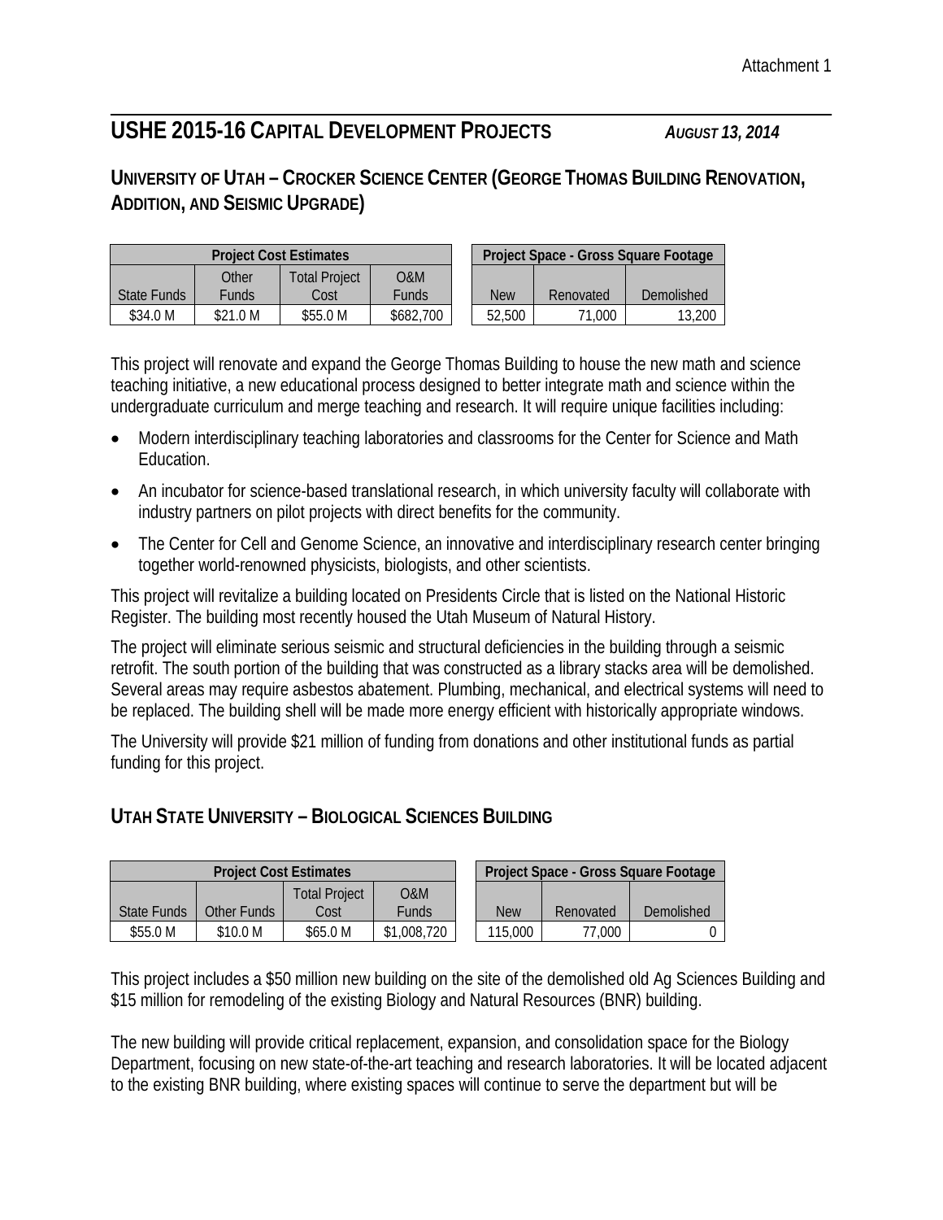# USHE 2015-16 Capital Development Projects

*August 13, 2014*

## University of Utah – Crocker Science Center (George Thomas Building Renovation, Addition, and Seismic Upgrade)

| Project Cost Estimates | | | |
|---|---|---|---|
| State Funds | Other Funds | Total Project Cost | O&M Funds |
| $34.0 M | $21.0 M | $55.0 M | $682,700 |

| Project Space - Gross Square Footage | | |
|---|---|---|
| New | Renovated | Demolished |
| 52,500 | 71,000 | 13,200 |

This project will renovate and expand the George Thomas Building to house the new math and science teaching initiative, a new educational process designed to better integrate math and science within the undergraduate curriculum and merge teaching and research. It will require unique facilities including:

- Modern interdisciplinary teaching laboratories and classrooms for the Center for Science and Math Education.
- An incubator for science-based translational research, in which university faculty will collaborate with industry partners on pilot projects with direct benefits for the community.
- The Center for Cell and Genome Science, an innovative and interdisciplinary research center bringing together world-renowned physicists, biologists, and other scientists.

This project will revitalize a building located on Presidents Circle that is listed on the National Historic Register. The building most recently housed the Utah Museum of Natural History.

The project will eliminate serious seismic and structural deficiencies in the building through a seismic retrofit. The south portion of the building that was constructed as a library stacks area will be demolished. Several areas may require asbestos abatement. Plumbing, mechanical, and electrical systems will need to be replaced. The building shell will be made more energy efficient with historically appropriate windows.

The University will provide $21 million of funding from donations and other institutional funds as partial funding for this project.

## Utah State University – Biological Sciences Building

| Project Cost Estimates | | | |
|---|---|---|---|
| State Funds | Other Funds | Total Project Cost | O&M Funds |
| $55.0 M | $10.0 M | $65.0 M | $1,008,720 |

| Project Space - Gross Square Footage | | |
|---|---|---|
| New | Renovated | Demolished |
| 115,000 | 77,000 | 0 |

This project includes a $50 million new building on the site of the demolished old Ag Sciences Building and $15 million for remodeling of the existing Biology and Natural Resources (BNR) building.

The new building will provide critical replacement, expansion, and consolidation space for the Biology Department, focusing on new state-of-the-art teaching and research laboratories. It will be located adjacent to the existing BNR building, where existing spaces will continue to serve the department but will be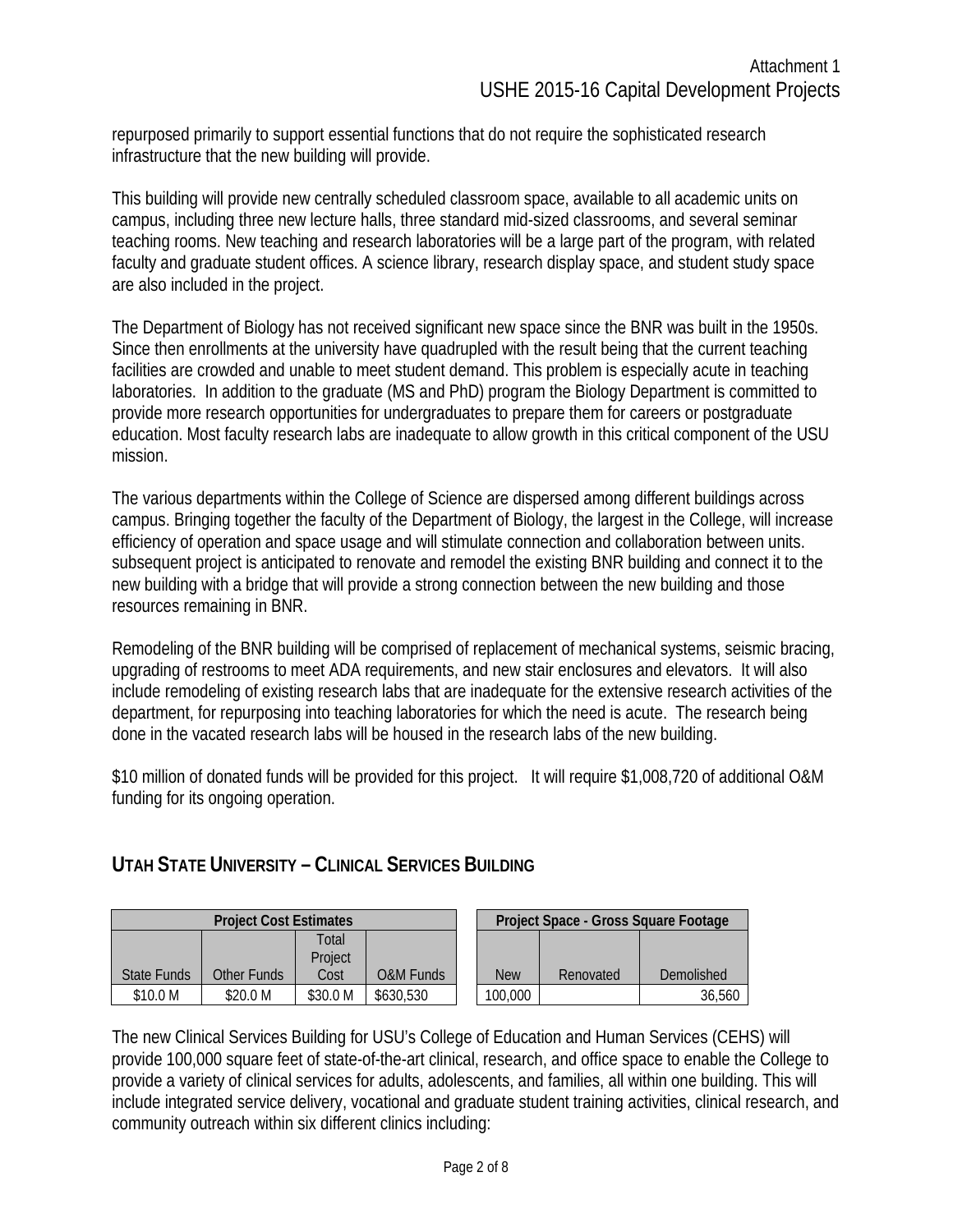repurposed primarily to support essential functions that do not require the sophisticated research infrastructure that the new building will provide.

This building will provide new centrally scheduled classroom space, available to all academic units on campus, including three new lecture halls, three standard mid-sized classrooms, and several seminar teaching rooms. New teaching and research laboratories will be a large part of the program, with related faculty and graduate student offices. A science library, research display space, and student study space are also included in the project.

The Department of Biology has not received significant new space since the BNR was built in the 1950s. Since then enrollments at the university have quadrupled with the result being that the current teaching facilities are crowded and unable to meet student demand. This problem is especially acute in teaching laboratories. In addition to the graduate (MS and PhD) program the Biology Department is committed to provide more research opportunities for undergraduates to prepare them for careers or postgraduate education. Most faculty research labs are inadequate to allow growth in this critical component of the USU mission.

The various departments within the College of Science are dispersed among different buildings across campus. Bringing together the faculty of the Department of Biology, the largest in the College, will increase efficiency of operation and space usage and will stimulate connection and collaboration between units. subsequent project is anticipated to renovate and remodel the existing BNR building and connect it to the new building with a bridge that will provide a strong connection between the new building and those resources remaining in BNR.

Remodeling of the BNR building will be comprised of replacement of mechanical systems, seismic bracing, upgrading of restrooms to meet ADA requirements, and new stair enclosures and elevators. It will also include remodeling of existing research labs that are inadequate for the extensive research activities of the department, for repurposing into teaching laboratories for which the need is acute. The research being done in the vacated research labs will be housed in the research labs of the new building.

$10 million of donated funds will be provided for this project. It will require $1,008,720 of additional O&M funding for its ongoing operation.

## UTAH STATE UNIVERSITY – CLINICAL SERVICES BUILDING

| Project Cost Estimates | | | |
|---|---|---|---|
| State Funds | Other Funds | Total Project Cost | O&M Funds |
| $10.0 M | $20.0 M | $30.0 M | $630,530 |

| Project Space - Gross Square Footage | | |
|---|---|---|
| New | Renovated | Demolished |
| 100,000 | | 36,560 |

The new Clinical Services Building for USU's College of Education and Human Services (CEHS) will provide 100,000 square feet of state-of-the-art clinical, research, and office space to enable the College to provide a variety of clinical services for adults, adolescents, and families, all within one building. This will include integrated service delivery, vocational and graduate student training activities, clinical research, and community outreach within six different clinics including: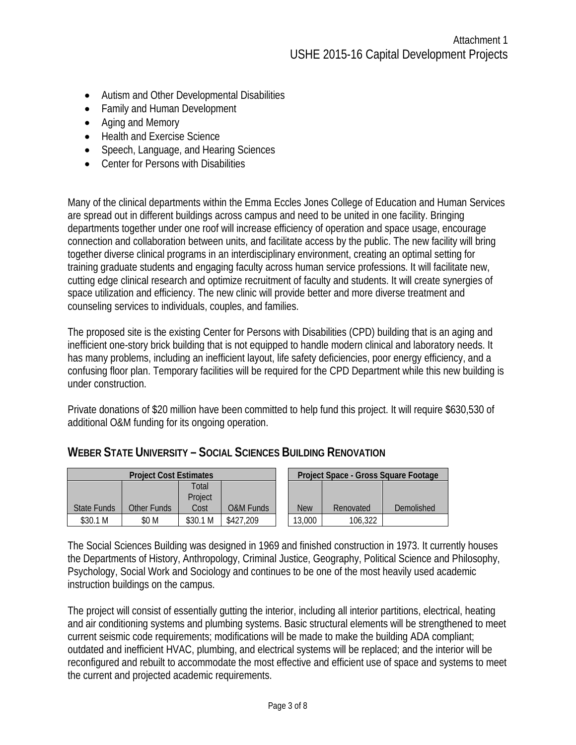- Autism and Other Developmental Disabilities
- Family and Human Development
- Aging and Memory
- Health and Exercise Science
- Speech, Language, and Hearing Sciences
- Center for Persons with Disabilities

Many of the clinical departments within the Emma Eccles Jones College of Education and Human Services are spread out in different buildings across campus and need to be united in one facility. Bringing departments together under one roof will increase efficiency of operation and space usage, encourage connection and collaboration between units, and facilitate access by the public. The new facility will bring together diverse clinical programs in an interdisciplinary environment, creating an optimal setting for training graduate students and engaging faculty across human service professions. It will facilitate new, cutting edge clinical research and optimize recruitment of faculty and students. It will create synergies of space utilization and efficiency. The new clinic will provide better and more diverse treatment and counseling services to individuals, couples, and families.

The proposed site is the existing Center for Persons with Disabilities (CPD) building that is an aging and inefficient one-story brick building that is not equipped to handle modern clinical and laboratory needs. It has many problems, including an inefficient layout, life safety deficiencies, poor energy efficiency, and a confusing floor plan. Temporary facilities will be required for the CPD Department while this new building is under construction.

Private donations of $20 million have been committed to help fund this project. It will require $630,530 of additional O&M funding for its ongoing operation.

## WEBER STATE UNIVERSITY – SOCIAL SCIENCES BUILDING RENOVATION

| Project Cost Estimates | | | |
|---|---|---|---|
| State Funds | Other Funds | Total Project Cost | O&M Funds |
| $30.1 M | $0 M | $30.1 M | $427,209 |

| Project Space - Gross Square Footage | | |
|---|---|---|
| New | Renovated | Demolished |
| 13,000 | 106,322 | |

The Social Sciences Building was designed in 1969 and finished construction in 1973. It currently houses the Departments of History, Anthropology, Criminal Justice, Geography, Political Science and Philosophy, Psychology, Social Work and Sociology and continues to be one of the most heavily used academic instruction buildings on the campus.

The project will consist of essentially gutting the interior, including all interior partitions, electrical, heating and air conditioning systems and plumbing systems. Basic structural elements will be strengthened to meet current seismic code requirements; modifications will be made to make the building ADA compliant; outdated and inefficient HVAC, plumbing, and electrical systems will be replaced; and the interior will be reconfigured and rebuilt to accommodate the most effective and efficient use of space and systems to meet the current and projected academic requirements.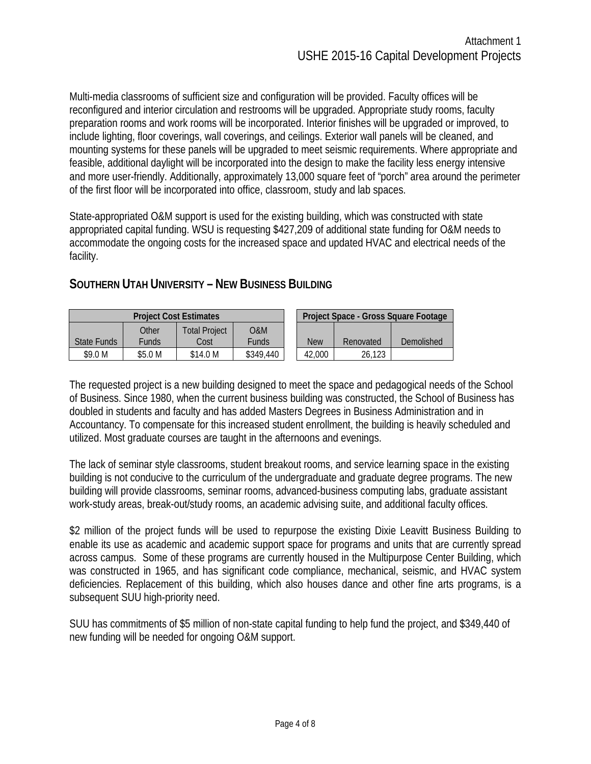Multi-media classrooms of sufficient size and configuration will be provided. Faculty offices will be reconfigured and interior circulation and restrooms will be upgraded. Appropriate study rooms, faculty preparation rooms and work rooms will be incorporated. Interior finishes will be upgraded or improved, to include lighting, floor coverings, wall coverings, and ceilings. Exterior wall panels will be cleaned, and mounting systems for these panels will be upgraded to meet seismic requirements. Where appropriate and feasible, additional daylight will be incorporated into the design to make the facility less energy intensive and more user-friendly. Additionally, approximately 13,000 square feet of "porch" area around the perimeter of the first floor will be incorporated into office, classroom, study and lab spaces.

State-appropriated O&M support is used for the existing building, which was constructed with state appropriated capital funding. WSU is requesting $427,209 of additional state funding for O&M needs to accommodate the ongoing costs for the increased space and updated HVAC and electrical needs of the facility.

## SOUTHERN UTAH UNIVERSITY – NEW BUSINESS BUILDING

| Project Cost Estimates | | | |
|---|---|---|---|
| State Funds | Other Funds | Total Project Cost | O&M Funds |
| $9.0 M | $5.0 M | $14.0 M | $349,440 |

| Project Space - Gross Square Footage | | |
|---|---|---|
| New | Renovated | Demolished |
| 42,000 | 26,123 | |

The requested project is a new building designed to meet the space and pedagogical needs of the School of Business. Since 1980, when the current business building was constructed, the School of Business has doubled in students and faculty and has added Masters Degrees in Business Administration and in Accountancy. To compensate for this increased student enrollment, the building is heavily scheduled and utilized. Most graduate courses are taught in the afternoons and evenings.

The lack of seminar style classrooms, student breakout rooms, and service learning space in the existing building is not conducive to the curriculum of the undergraduate and graduate degree programs. The new building will provide classrooms, seminar rooms, advanced-business computing labs, graduate assistant work-study areas, break-out/study rooms, an academic advising suite, and additional faculty offices.

$2 million of the project funds will be used to repurpose the existing Dixie Leavitt Business Building to enable its use as academic and academic support space for programs and units that are currently spread across campus. Some of these programs are currently housed in the Multipurpose Center Building, which was constructed in 1965, and has significant code compliance, mechanical, seismic, and HVAC system deficiencies. Replacement of this building, which also houses dance and other fine arts programs, is a subsequent SUU high-priority need.

SUU has commitments of $5 million of non-state capital funding to help fund the project, and $349,440 of new funding will be needed for ongoing O&M support.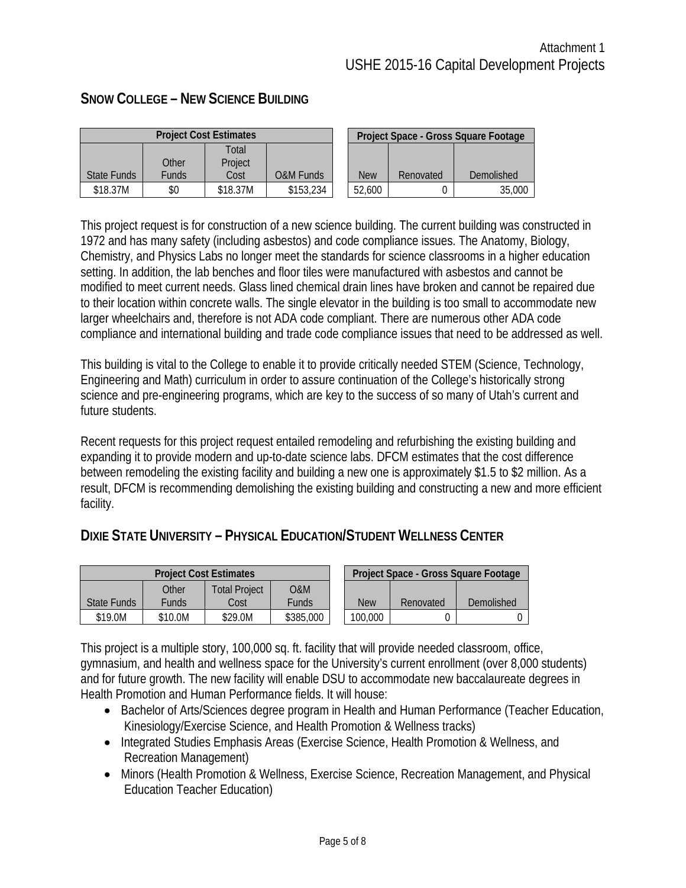Attachment 1
USHE 2015-16 Capital Development Projects

## Snow College – New Science Building

| Project Cost Estimates | | | | | Project Space - Gross Square Footage | | |
|---|---|---|---|---|---|---|---|
| State Funds | Other Funds | Total Project Cost | O&M Funds | | New | Renovated | Demolished |
| $18.37M | $0 | $18.37M | $153,234 | | 52,600 | 0 | 35,000 |

This project request is for construction of a new science building. The current building was constructed in 1972 and has many safety (including asbestos) and code compliance issues. The Anatomy, Biology, Chemistry, and Physics Labs no longer meet the standards for science classrooms in a higher education setting. In addition, the lab benches and floor tiles were manufactured with asbestos and cannot be modified to meet current needs. Glass lined chemical drain lines have broken and cannot be repaired due to their location within concrete walls. The single elevator in the building is too small to accommodate new larger wheelchairs and, therefore is not ADA code compliant. There are numerous other ADA code compliance and international building and trade code compliance issues that need to be addressed as well.

This building is vital to the College to enable it to provide critically needed STEM (Science, Technology, Engineering and Math) curriculum in order to assure continuation of the College's historically strong science and pre-engineering programs, which are key to the success of so many of Utah's current and future students.

Recent requests for this project request entailed remodeling and refurbishing the existing building and expanding it to provide modern and up-to-date science labs. DFCM estimates that the cost difference between remodeling the existing facility and building a new one is approximately $1.5 to $2 million. As a result, DFCM is recommending demolishing the existing building and constructing a new and more efficient facility.

## Dixie State University – Physical Education/Student Wellness Center

| Project Cost Estimates | | | | | Project Space - Gross Square Footage | | |
|---|---|---|---|---|---|---|---|
| State Funds | Other Funds | Total Project Cost | O&M Funds | | New | Renovated | Demolished |
| $19.0M | $10.0M | $29.0M | $385,000 | | 100,000 | 0 | 0 |

This project is a multiple story, 100,000 sq. ft. facility that will provide needed classroom, office, gymnasium, and health and wellness space for the University's current enrollment (over 8,000 students) and for future growth. The new facility will enable DSU to accommodate new baccalaureate degrees in Health Promotion and Human Performance fields. It will house:

- Bachelor of Arts/Sciences degree program in Health and Human Performance (Teacher Education, Kinesiology/Exercise Science, and Health Promotion & Wellness tracks)
- Integrated Studies Emphasis Areas (Exercise Science, Health Promotion & Wellness, and Recreation Management)
- Minors (Health Promotion & Wellness, Exercise Science, Recreation Management, and Physical Education Teacher Education)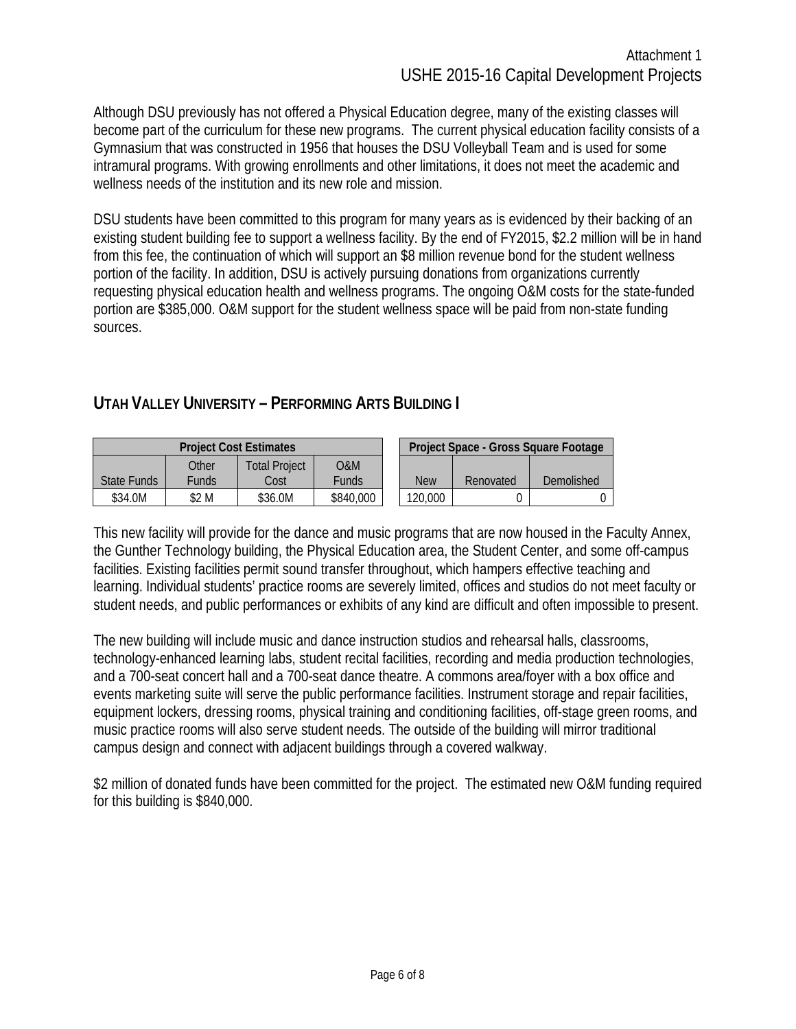Although DSU previously has not offered a Physical Education degree, many of the existing classes will become part of the curriculum for these new programs. The current physical education facility consists of a Gymnasium that was constructed in 1956 that houses the DSU Volleyball Team and is used for some intramural programs. With growing enrollments and other limitations, it does not meet the academic and wellness needs of the institution and its new role and mission.

DSU students have been committed to this program for many years as is evidenced by their backing of an existing student building fee to support a wellness facility. By the end of FY2015, $2.2 million will be in hand from this fee, the continuation of which will support an $8 million revenue bond for the student wellness portion of the facility. In addition, DSU is actively pursuing donations from organizations currently requesting physical education health and wellness programs. The ongoing O&M costs for the state-funded portion are $385,000. O&M support for the student wellness space will be paid from non-state funding sources.

## UTAH VALLEY UNIVERSITY – PERFORMING ARTS BUILDING I

| Project Cost Estimates | | | |
|---|---|---|---|
| State Funds | Other Funds | Total Project Cost | O&M Funds |
| $34.0M | $2 M | $36.0M | $840,000 |

| Project Space - Gross Square Footage | | |
|---|---|---|
| New | Renovated | Demolished |
| 120,000 | 0 | 0 |

This new facility will provide for the dance and music programs that are now housed in the Faculty Annex, the Gunther Technology building, the Physical Education area, the Student Center, and some off-campus facilities. Existing facilities permit sound transfer throughout, which hampers effective teaching and learning. Individual students' practice rooms are severely limited, offices and studios do not meet faculty or student needs, and public performances or exhibits of any kind are difficult and often impossible to present.

The new building will include music and dance instruction studios and rehearsal halls, classrooms, technology-enhanced learning labs, student recital facilities, recording and media production technologies, and a 700-seat concert hall and a 700-seat dance theatre. A commons area/foyer with a box office and events marketing suite will serve the public performance facilities. Instrument storage and repair facilities, equipment lockers, dressing rooms, physical training and conditioning facilities, off-stage green rooms, and music practice rooms will also serve student needs. The outside of the building will mirror traditional campus design and connect with adjacent buildings through a covered walkway.

$2 million of donated funds have been committed for the project. The estimated new O&M funding required for this building is $840,000.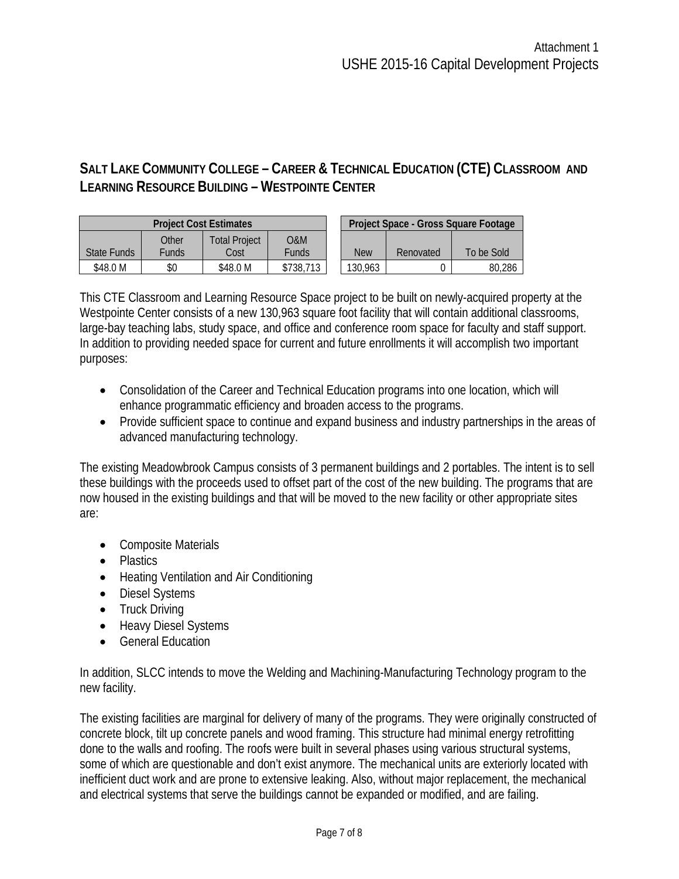## Salt Lake Community College – Career & Technical Education (CTE) Classroom and Learning Resource Building – Westpointe Center

| Project Cost Estimates | | | |
|---|---|---|---|
| State Funds | Other Funds | Total Project Cost | O&M Funds |
| $48.0 M | $0 | $48.0 M | $738,713 |

| Project Space - Gross Square Footage | | |
|---|---|---|
| New | Renovated | To be Sold |
| 130,963 | 0 | 80,286 |

This CTE Classroom and Learning Resource Space project to be built on newly-acquired property at the Westpointe Center consists of a new 130,963 square foot facility that will contain additional classrooms, large-bay teaching labs, study space, and office and conference room space for faculty and staff support. In addition to providing needed space for current and future enrollments it will accomplish two important purposes:

- Consolidation of the Career and Technical Education programs into one location, which will enhance programmatic efficiency and broaden access to the programs.
- Provide sufficient space to continue and expand business and industry partnerships in the areas of advanced manufacturing technology.

The existing Meadowbrook Campus consists of 3 permanent buildings and 2 portables. The intent is to sell these buildings with the proceeds used to offset part of the cost of the new building. The programs that are now housed in the existing buildings and that will be moved to the new facility or other appropriate sites are:

- Composite Materials
- Plastics
- Heating Ventilation and Air Conditioning
- Diesel Systems
- Truck Driving
- Heavy Diesel Systems
- General Education

In addition, SLCC intends to move the Welding and Machining-Manufacturing Technology program to the new facility.

The existing facilities are marginal for delivery of many of the programs. They were originally constructed of concrete block, tilt up concrete panels and wood framing. This structure had minimal energy retrofitting done to the walls and roofing. The roofs were built in several phases using various structural systems, some of which are questionable and don't exist anymore. The mechanical units are exteriorly located with inefficient duct work and are prone to extensive leaking. Also, without major replacement, the mechanical and electrical systems that serve the buildings cannot be expanded or modified, and are failing.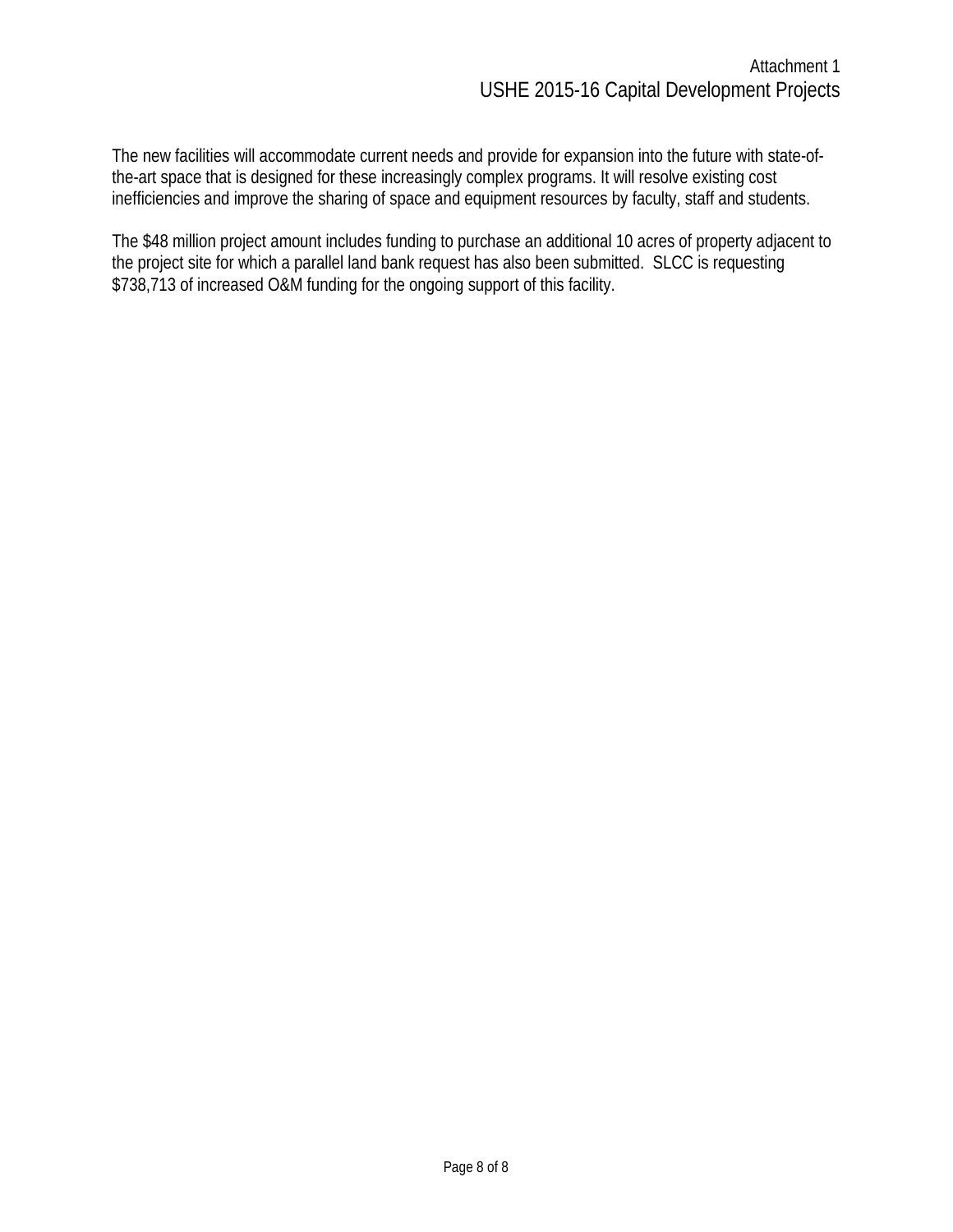The new facilities will accommodate current needs and provide for expansion into the future with state-of-the-art space that is designed for these increasingly complex programs. It will resolve existing cost inefficiencies and improve the sharing of space and equipment resources by faculty, staff and students.

The $48 million project amount includes funding to purchase an additional 10 acres of property adjacent to the project site for which a parallel land bank request has also been submitted. SLCC is requesting $738,713 of increased O&M funding for the ongoing support of this facility.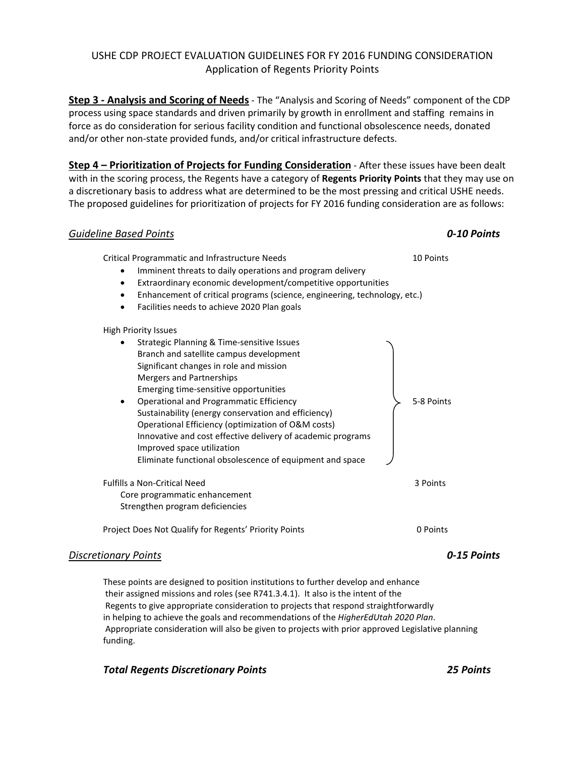# USHE CDP PROJECT EVALUATION GUIDELINES FOR FY 2016 FUNDING CONSIDERATION
## Application of Regents Priority Points

**Step 3 - Analysis and Scoring of Needs** - The "Analysis and Scoring of Needs" component of the CDP process using space standards and driven primarily by growth in enrollment and staffing remains in force as do consideration for serious facility condition and functional obsolescence needs, donated and/or other non-state provided funds, and/or critical infrastructure defects.

**Step 4 – Prioritization of Projects for Funding Consideration** - After these issues have been dealt with in the scoring process, the Regents have a category of **Regents Priority Points** that they may use on a discretionary basis to address what are determined to be the most pressing and critical USHE needs. The proposed guidelines for prioritization of projects for FY 2016 funding consideration are as follows:

### *Guideline Based Points* — *0-10 Points*

Critical Programmatic and Infrastructure Needs — 10 Points

- Imminent threats to daily operations and program delivery
- Extraordinary economic development/competitive opportunities
- Enhancement of critical programs (science, engineering, technology, etc.)
- Facilities needs to achieve 2020 Plan goals

High Priority Issues — 5-8 Points

- Strategic Planning & Time-sensitive Issues
  - Branch and satellite campus development
  - Significant changes in role and mission
  - Mergers and Partnerships
  - Emerging time-sensitive opportunities
- Operational and Programmatic Efficiency
  - Sustainability (energy conservation and efficiency)
  - Operational Efficiency (optimization of O&M costs)
  - Innovative and cost effective delivery of academic programs
  - Improved space utilization
  - Eliminate functional obsolescence of equipment and space

Fulfills a Non-Critical Need — 3 Points

- Core programmatic enhancement
- Strengthen program deficiencies

Project Does Not Qualify for Regents' Priority Points — 0 Points

### *Discretionary Points* — *0-15 Points*

These points are designed to position institutions to further develop and enhance their assigned missions and roles (see R741.3.4.1). It also is the intent of the Regents to give appropriate consideration to projects that respond straightforwardly in helping to achieve the goals and recommendations of the *HigherEdUtah 2020 Plan*. Appropriate consideration will also be given to projects with prior approved Legislative planning funding.

### ***Total Regents Discretionary Points*** — ***25 Points***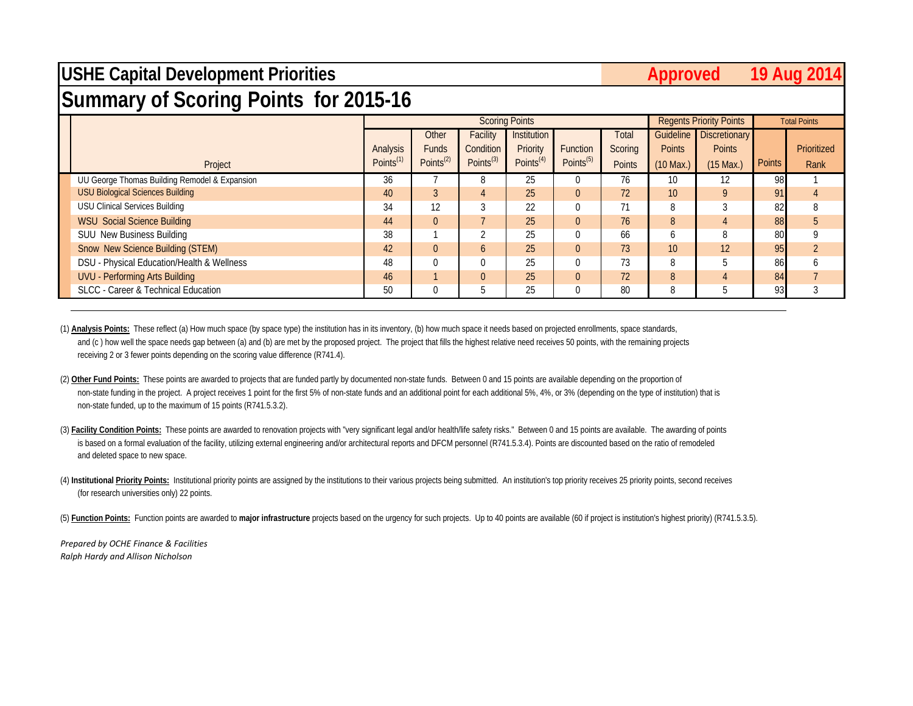# USHE Capital Development Priorities

**Approved 19 Aug 2014**

## Summary of Scoring Points for 2015-16

| Project | Scoring Points | | | | | | Regents Priority Points | | Total Points | |
|---|---|---|---|---|---|---|---|---|---|---|
| | Analysis Points[1] | Other Funds Points[2] | Facility Condition Points[3] | Institution Priority Points[4] | Function Points[5] | Total Scoring Points | Guideline Points (10 Max.) | Discretionary Points (15 Max.) | Points | Prioritized Rank |
| UU George Thomas Building Remodel & Expansion | 36 | 7 | 8 | 25 | 0 | 76 | 10 | 12 | 98 | 1 |
| USU Biological Sciences Building | 40 | 3 | 4 | 25 | 0 | 72 | 10 | 9 | 91 | 4 |
| USU Clinical Services Building | 34 | 12 | 3 | 22 | 0 | 71 | 8 | 3 | 82 | 8 |
| WSU Social Science Building | 44 | 0 | 7 | 25 | 0 | 76 | 8 | 4 | 88 | 5 |
| SUU New Business Building | 38 | 1 | 2 | 25 | 0 | 66 | 6 | 8 | 80 | 9 |
| Snow New Science Building (STEM) | 42 | 0 | 6 | 25 | 0 | 73 | 10 | 12 | 95 | 2 |
| DSU - Physical Education/Health & Wellness | 48 | 0 | 0 | 25 | 0 | 73 | 8 | 5 | 86 | 6 |
| UVU - Performing Arts Building | 46 | 1 | 0 | 25 | 0 | 72 | 8 | 4 | 84 | 7 |
| SLCC - Career & Technical Education | 50 | 0 | 5 | 25 | 0 | 80 | 8 | 5 | 93 | 3 |

(1) **Analysis Points:** These reflect (a) How much space (by space type) the institution has in its inventory, (b) how much space it needs based on projected enrollments, space standards, and (c ) how well the space needs gap between (a) and (b) are met by the proposed project. The project that fills the highest relative need receives 50 points, with the remaining projects receiving 2 or 3 fewer points depending on the scoring value difference (R741.4).

(2) **Other Fund Points:** These points are awarded to projects that are funded partly by documented non-state funds. Between 0 and 15 points are available depending on the proportion of non-state funding in the project. A project receives 1 point for the first 5% of non-state funds and an additional point for each additional 5%, 4%, or 3% (depending on the type of institution) that is non-state funded, up to the maximum of 15 points (R741.5.3.2).

(3) **Facility Condition Points:** These points are awarded to renovation projects with "very significant legal and/or health/life safety risks." Between 0 and 15 points are available. The awarding of points is based on a formal evaluation of the facility, utilizing external engineering and/or architectural reports and DFCM personnel (R741.5.3.4). Points are discounted based on the ratio of remodeled and deleted space to new space.

(4) **Institutional Priority Points:** Institutional priority points are assigned by the institutions to their various projects being submitted. An institution's top priority receives 25 priority points, second receives (for research universities only) 22 points.

(5) **Function Points:** Function points are awarded to **major infrastructure** projects based on the urgency for such projects. Up to 40 points are available (60 if project is institution's highest priority) (R741.5.3.5).

*Prepared by OCHE Finance & Facilities*
*Ralph Hardy and Allison Nicholson*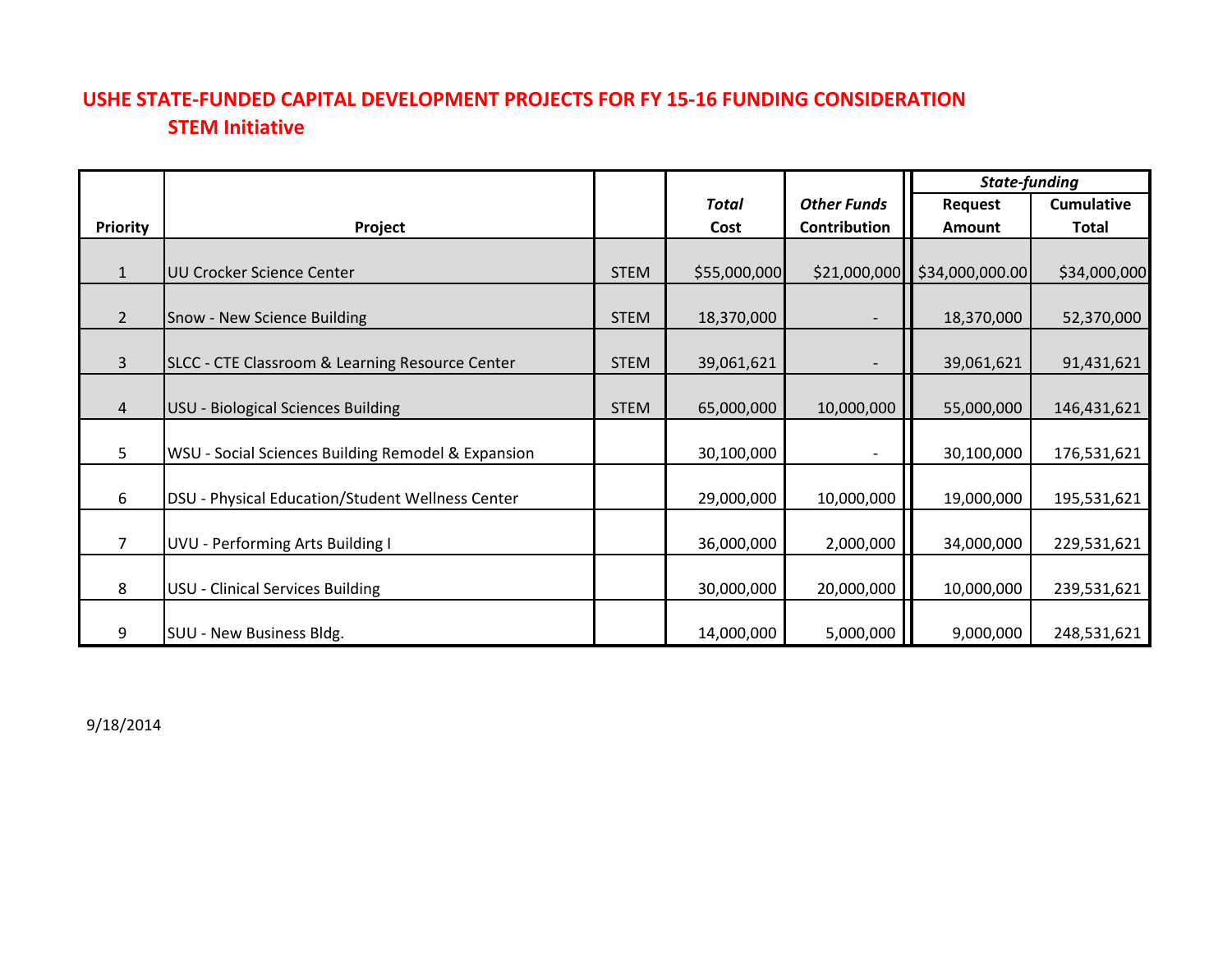# USHE STATE-FUNDED CAPITAL DEVELOPMENT PROJECTS FOR FY 15-16 FUNDING CONSIDERATION

## STEM Initiative

| | | | | | State-funding | |
|---|---|---|---|---|---|---|
| **Priority** | **Project** | | ***Total* Cost** | ***Other Funds* Contribution** | **Request Amount** | **Cumulative Total** |
| 1 | UU Crocker Science Center | STEM | $55,000,000 | $21,000,000 | $34,000,000.00 | $34,000,000 |
| 2 | Snow - New Science Building | STEM | 18,370,000 | - | 18,370,000 | 52,370,000 |
| 3 | SLCC - CTE Classroom & Learning Resource Center | STEM | 39,061,621 | - | 39,061,621 | 91,431,621 |
| 4 | USU - Biological Sciences Building | STEM | 65,000,000 | 10,000,000 | 55,000,000 | 146,431,621 |
| 5 | WSU - Social Sciences Building Remodel & Expansion | | 30,100,000 | - | 30,100,000 | 176,531,621 |
| 6 | DSU - Physical Education/Student Wellness Center | | 29,000,000 | 10,000,000 | 19,000,000 | 195,531,621 |
| 7 | UVU - Performing Arts Building I | | 36,000,000 | 2,000,000 | 34,000,000 | 229,531,621 |
| 8 | USU - Clinical Services Building | | 30,000,000 | 20,000,000 | 10,000,000 | 239,531,621 |
| 9 | SUU - New Business Bldg. | | 14,000,000 | 5,000,000 | 9,000,000 | 248,531,621 |

9/18/2014